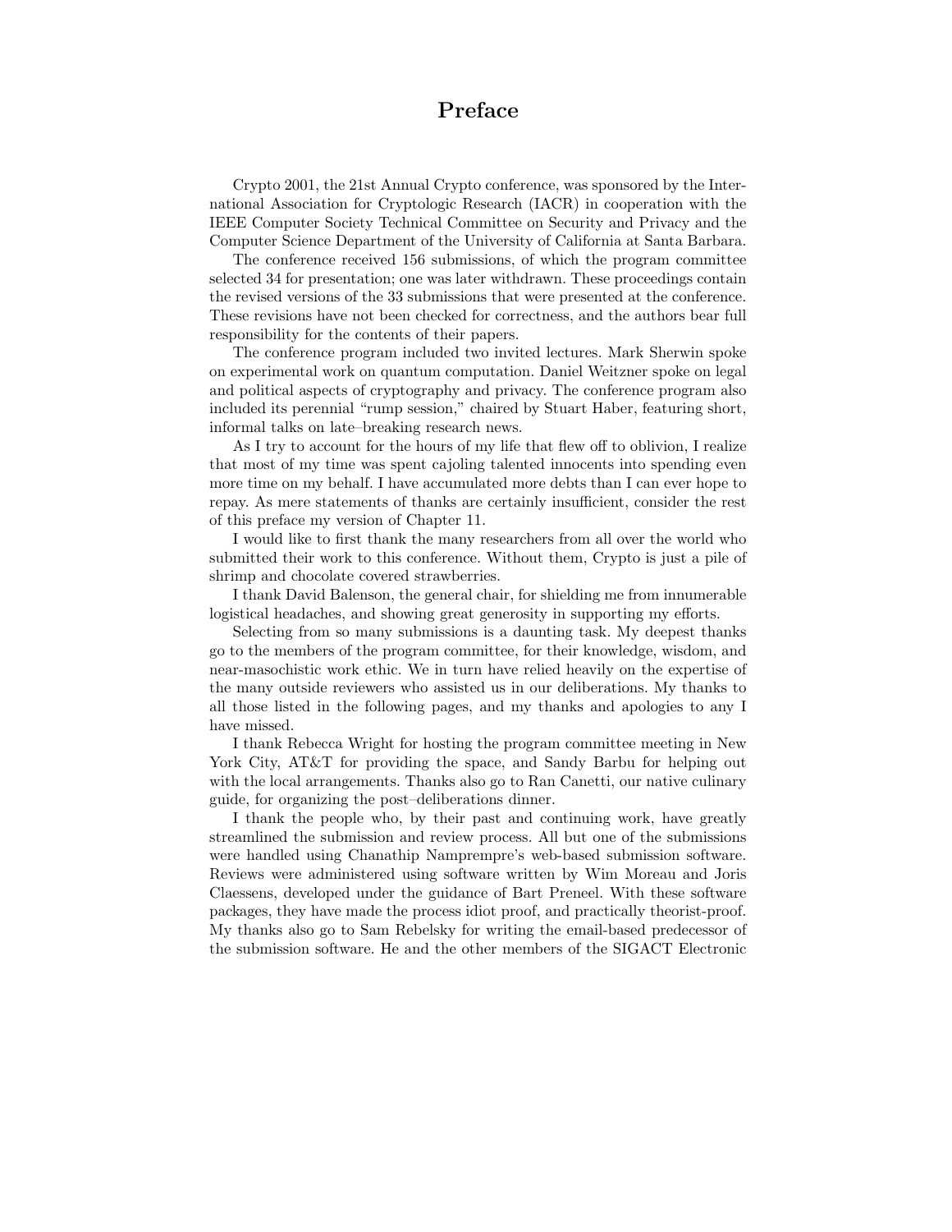# Preface

Crypto 2001, the 21st Annual Crypto conference, was sponsored by the International Association for Cryptologic Research (IACR) in cooperation with the IEEE Computer Society Technical Committee on Security and Privacy and the Computer Science Department of the University of California at Santa Barbara.

The conference received 156 submissions, of which the program committee selected 34 for presentation; one was later withdrawn. These proceedings contain the revised versions of the 33 submissions that were presented at the conference. These revisions have not been checked for correctness, and the authors bear full responsibility for the contents of their papers.

The conference program included two invited lectures. Mark Sherwin spoke on experimental work on quantum computation. Daniel Weitzner spoke on legal and political aspects of cryptography and privacy. The conference program also included its perennial "rump session," chaired by Stuart Haber, featuring short, informal talks on late–breaking research news.

As I try to account for the hours of my life that flew off to oblivion, I realize that most of my time was spent cajoling talented innocents into spending even more time on my behalf. I have accumulated more debts than I can ever hope to repay. As mere statements of thanks are certainly insufficient, consider the rest of this preface my version of Chapter 11.

I would like to first thank the many researchers from all over the world who submitted their work to this conference. Without them, Crypto is just a pile of shrimp and chocolate covered strawberries.

I thank David Balenson, the general chair, for shielding me from innumerable logistical headaches, and showing great generosity in supporting my efforts.

Selecting from so many submissions is a daunting task. My deepest thanks go to the members of the program committee, for their knowledge, wisdom, and near-masochistic work ethic. We in turn have relied heavily on the expertise of the many outside reviewers who assisted us in our deliberations. My thanks to all those listed in the following pages, and my thanks and apologies to any I have missed.

I thank Rebecca Wright for hosting the program committee meeting in New York City, AT&T for providing the space, and Sandy Barbu for helping out with the local arrangements. Thanks also go to Ran Canetti, our native culinary guide, for organizing the post–deliberations dinner.

I thank the people who, by their past and continuing work, have greatly streamlined the submission and review process. All but one of the submissions were handled using Chanathip Namprempre's web-based submission software. Reviews were administered using software written by Wim Moreau and Joris Claessens, developed under the guidance of Bart Preneel. With these software packages, they have made the process idiot proof, and practically theorist-proof. My thanks also go to Sam Rebelsky for writing the email-based predecessor of the submission software. He and the other members of the SIGACT Electronic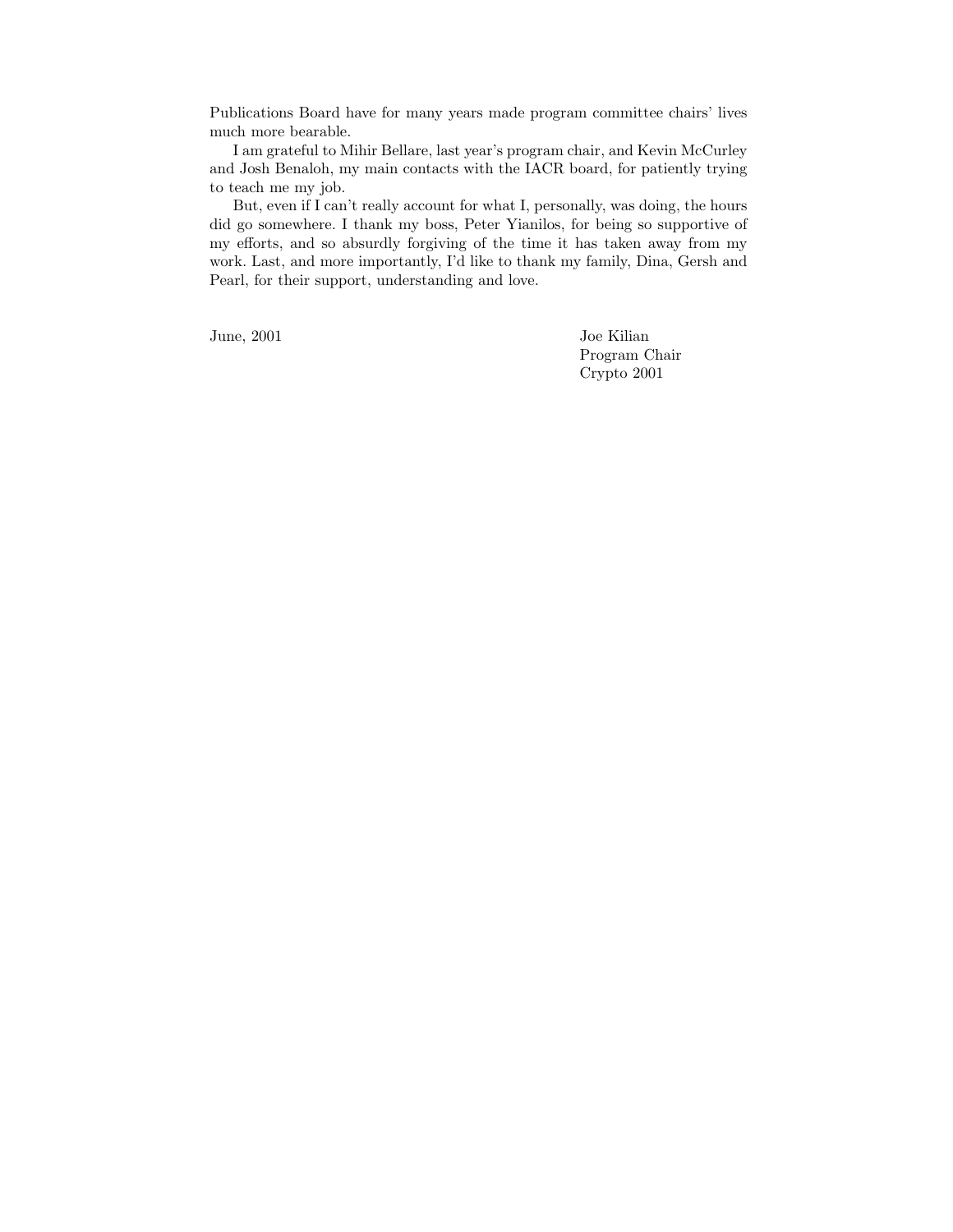Publications Board have for many years made program committee chairs' lives much more bearable.

I am grateful to Mihir Bellare, last year's program chair, and Kevin McCurley and Josh Benaloh, my main contacts with the IACR board, for patiently trying to teach me my job.

But, even if I can't really account for what I, personally, was doing, the hours did go somewhere. I thank my boss, Peter Yianilos, for being so supportive of my efforts, and so absurdly forgiving of the time it has taken away from my work. Last, and more importantly, I'd like to thank my family, Dina, Gersh and Pearl, for their support, understanding and love.

June, 2001

Joe Kilian
Program Chair
Crypto 2001